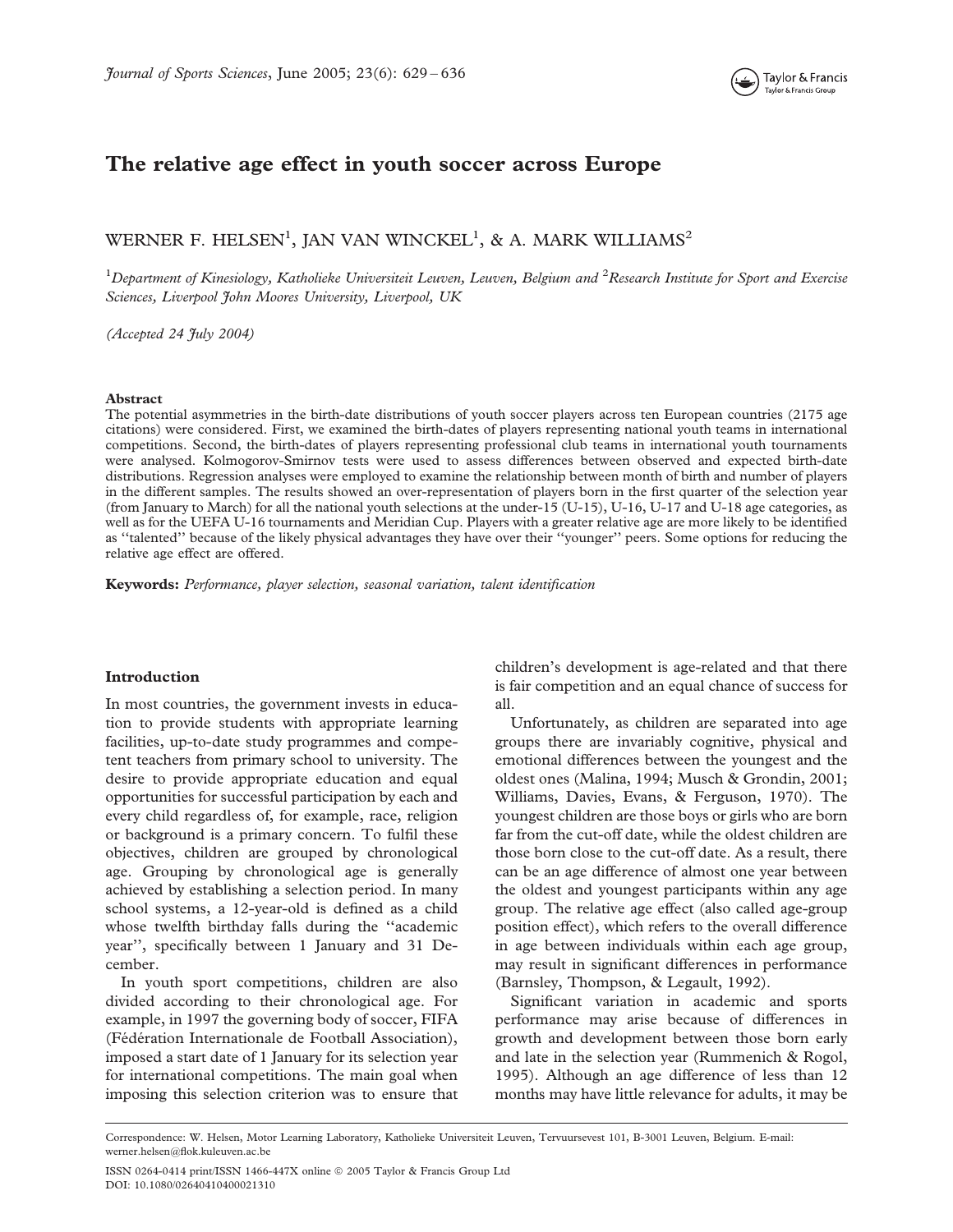# The relative age effect in youth soccer across Europe

WERNER F. HELSEN[1], JAN VAN WINCKEL[1], & A. MARK WILLIAMS[2]

[1]*Department of Kinesiology, Katholieke Universiteit Leuven, Leuven, Belgium and* [2]*Research Institute for Sport and Exercise Sciences, Liverpool John Moores University, Liverpool, UK*

*(Accepted 24 July 2004)*

## Abstract

The potential asymmetries in the birth-date distributions of youth soccer players across ten European countries (2175 age citations) were considered. First, we examined the birth-dates of players representing national youth teams in international competitions. Second, the birth-dates of players representing professional club teams in international youth tournaments were analysed. Kolmogorov-Smirnov tests were used to assess differences between observed and expected birth-date distributions. Regression analyses were employed to examine the relationship between month of birth and number of players in the different samples. The results showed an over-representation of players born in the first quarter of the selection year (from January to March) for all the national youth selections at the under-15 (U-15), U-16, U-17 and U-18 age categories, as well as for the UEFA U-16 tournaments and Meridian Cup. Players with a greater relative age are more likely to be identified as "talented" because of the likely physical advantages they have over their "younger" peers. Some options for reducing the relative age effect are offered.

**Keywords:** *Performance, player selection, seasonal variation, talent identification*

## Introduction

In most countries, the government invests in education to provide students with appropriate learning facilities, up-to-date study programmes and competent teachers from primary school to university. The desire to provide appropriate education and equal opportunities for successful participation by each and every child regardless of, for example, race, religion or background is a primary concern. To fulfil these objectives, children are grouped by chronological age. Grouping by chronological age is generally achieved by establishing a selection period. In many school systems, a 12-year-old is defined as a child whose twelfth birthday falls during the "academic year", specifically between 1 January and 31 December.

In youth sport competitions, children are also divided according to their chronological age. For example, in 1997 the governing body of soccer, FIFA (Fédération Internationale de Football Association), imposed a start date of 1 January for its selection year for international competitions. The main goal when imposing this selection criterion was to ensure that children's development is age-related and that there is fair competition and an equal chance of success for all.

Unfortunately, as children are separated into age groups there are invariably cognitive, physical and emotional differences between the youngest and the oldest ones (Malina, 1994; Musch & Grondin, 2001; Williams, Davies, Evans, & Ferguson, 1970). The youngest children are those boys or girls who are born far from the cut-off date, while the oldest children are those born close to the cut-off date. As a result, there can be an age difference of almost one year between the oldest and youngest participants within any age group. The relative age effect (also called age-group position effect), which refers to the overall difference in age between individuals within each age group, may result in significant differences in performance (Barnsley, Thompson, & Legault, 1992).

Significant variation in academic and sports performance may arise because of differences in growth and development between those born early and late in the selection year (Rummenich & Rogol, 1995). Although an age difference of less than 12 months may have little relevance for adults, it may be

Correspondence: W. Helsen, Motor Learning Laboratory, Katholieke Universiteit Leuven, Tervuursevest 101, B-3001 Leuven, Belgium. E-mail: werner.helsen@flok.kuleuven.ac.be

ISSN 0264-0414 print/ISSN 1466-447X online © 2005 Taylor & Francis Group Ltd
DOI: 10.1080/02640410400021310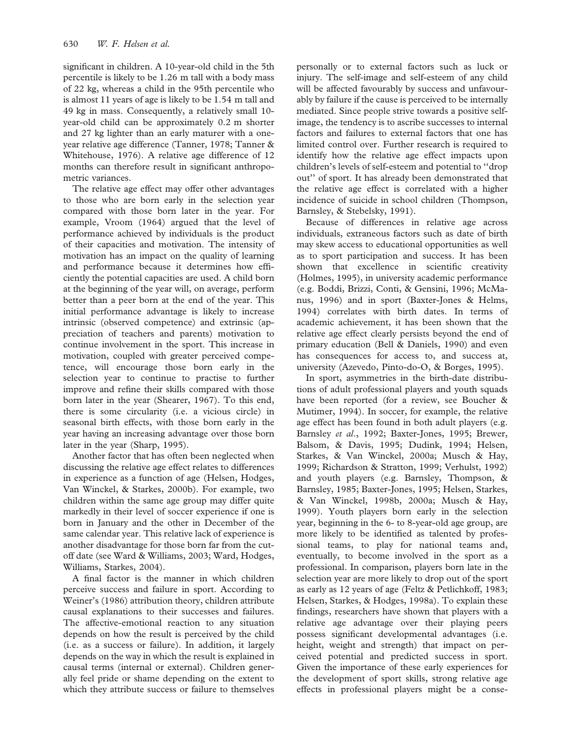significant in children. A 10-year-old child in the 5th percentile is likely to be 1.26 m tall with a body mass of 22 kg, whereas a child in the 95th percentile who is almost 11 years of age is likely to be 1.54 m tall and 49 kg in mass. Consequently, a relatively small 10-year-old child can be approximately 0.2 m shorter and 27 kg lighter than an early maturer with a one-year relative age difference (Tanner, 1978; Tanner & Whitehouse, 1976). A relative age difference of 12 months can therefore result in significant anthropometric variances.

The relative age effect may offer other advantages to those who are born early in the selection year compared with those born later in the year. For example, Vroom (1964) argued that the level of performance achieved by individuals is the product of their capacities and motivation. The intensity of motivation has an impact on the quality of learning and performance because it determines how efficiently the potential capacities are used. A child born at the beginning of the year will, on average, perform better than a peer born at the end of the year. This initial performance advantage is likely to increase intrinsic (observed competence) and extrinsic (appreciation of teachers and parents) motivation to continue involvement in the sport. This increase in motivation, coupled with greater perceived competence, will encourage those born early in the selection year to continue to practise to further improve and refine their skills compared with those born later in the year (Shearer, 1967). To this end, there is some circularity (i.e. a vicious circle) in seasonal birth effects, with those born early in the year having an increasing advantage over those born later in the year (Sharp, 1995).

Another factor that has often been neglected when discussing the relative age effect relates to differences in experience as a function of age (Helsen, Hodges, Van Winckel, & Starkes, 2000b). For example, two children within the same age group may differ quite markedly in their level of soccer experience if one is born in January and the other in December of the same calendar year. This relative lack of experience is another disadvantage for those born far from the cut-off date (see Ward & Williams, 2003; Ward, Hodges, Williams, Starkes, 2004).

A final factor is the manner in which children perceive success and failure in sport. According to Weiner's (1986) attribution theory, children attribute causal explanations to their successes and failures. The affective-emotional reaction to any situation depends on how the result is perceived by the child (i.e. as a success or failure). In addition, it largely depends on the way in which the result is explained in causal terms (internal or external). Children generally feel pride or shame depending on the extent to which they attribute success or failure to themselves personally or to external factors such as luck or injury. The self-image and self-esteem of any child will be affected favourably by success and unfavourably by failure if the cause is perceived to be internally mediated. Since people strive towards a positive self-image, the tendency is to ascribe successes to internal factors and failures to external factors that one has limited control over. Further research is required to identify how the relative age effect impacts upon children's levels of self-esteem and potential to "drop out" of sport. It has already been demonstrated that the relative age effect is correlated with a higher incidence of suicide in school children (Thompson, Barnsley, & Stebelsky, 1991).

Because of differences in relative age across individuals, extraneous factors such as date of birth may skew access to educational opportunities as well as to sport participation and success. It has been shown that excellence in scientific creativity (Holmes, 1995), in university academic performance (e.g. Boddi, Brizzi, Conti, & Gensini, 1996; McManus, 1996) and in sport (Baxter-Jones & Helms, 1994) correlates with birth dates. In terms of academic achievement, it has been shown that the relative age effect clearly persists beyond the end of primary education (Bell & Daniels, 1990) and even has consequences for access to, and success at, university (Azevedo, Pinto-do-O, & Borges, 1995).

In sport, asymmetries in the birth-date distributions of adult professional players and youth squads have been reported (for a review, see Boucher & Mutimer, 1994). In soccer, for example, the relative age effect has been found in both adult players (e.g. Barnsley *et al.*, 1992; Baxter-Jones, 1995; Brewer, Balsom, & Davis, 1995; Dudink, 1994; Helsen, Starkes, & Van Winckel, 2000a; Musch & Hay, 1999; Richardson & Stratton, 1999; Verhulst, 1992) and youth players (e.g. Barnsley, Thompson, & Barnsley, 1985; Baxter-Jones, 1995; Helsen, Starkes, & Van Winckel, 1998b, 2000a; Musch & Hay, 1999). Youth players born early in the selection year, beginning in the 6- to 8-year-old age group, are more likely to be identified as talented by professional teams, to play for national teams and, eventually, to become involved in the sport as a professional. In comparison, players born late in the selection year are more likely to drop out of the sport as early as 12 years of age (Feltz & Petlichkoff, 1983; Helsen, Starkes, & Hodges, 1998a). To explain these findings, researchers have shown that players with a relative age advantage over their playing peers possess significant developmental advantages (i.e. height, weight and strength) that impact on perceived potential and predicted success in sport. Given the importance of these early experiences for the development of sport skills, strong relative age effects in professional players might be a conse-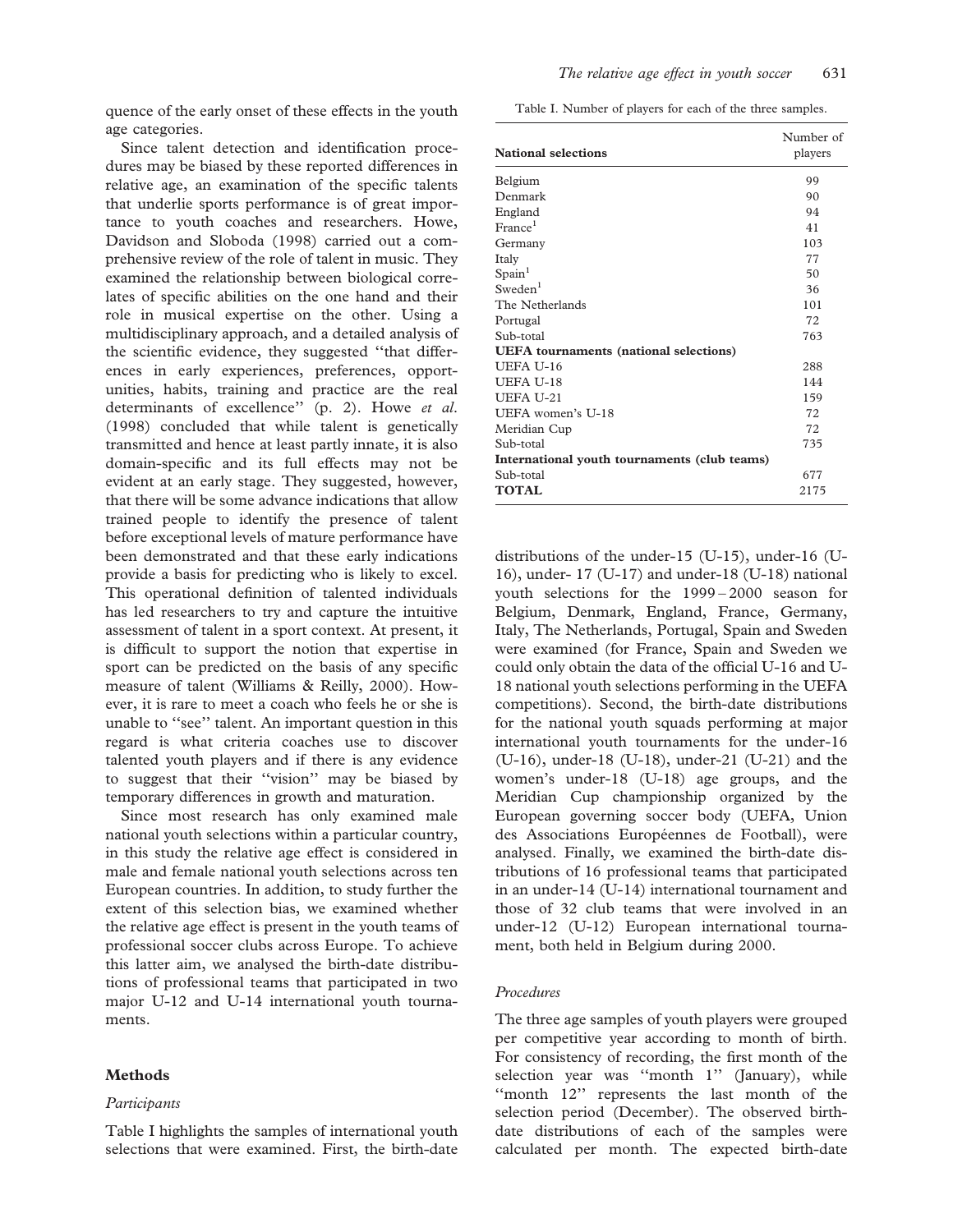quence of the early onset of these effects in the youth age categories.

Since talent detection and identification procedures may be biased by these reported differences in relative age, an examination of the specific talents that underlie sports performance is of great importance to youth coaches and researchers. Howe, Davidson and Sloboda (1998) carried out a comprehensive review of the role of talent in music. They examined the relationship between biological correlates of specific abilities on the one hand and their role in musical expertise on the other. Using a multidisciplinary approach, and a detailed analysis of the scientific evidence, they suggested "that differences in early experiences, preferences, opportunities, habits, training and practice are the real determinants of excellence" (p. 2). Howe *et al.* (1998) concluded that while talent is genetically transmitted and hence at least partly innate, it is also domain-specific and its full effects may not be evident at an early stage. They suggested, however, that there will be some advance indications that allow trained people to identify the presence of talent before exceptional levels of mature performance have been demonstrated and that these early indications provide a basis for predicting who is likely to excel. This operational definition of talented individuals has led researchers to try and capture the intuitive assessment of talent in a sport context. At present, it is difficult to support the notion that expertise in sport can be predicted on the basis of any specific measure of talent (Williams & Reilly, 2000). However, it is rare to meet a coach who feels he or she is unable to "see" talent. An important question in this regard is what criteria coaches use to discover talented youth players and if there is any evidence to suggest that their "vision" may be biased by temporary differences in growth and maturation.

Since most research has only examined male national youth selections within a particular country, in this study the relative age effect is considered in male and female national youth selections across ten European countries. In addition, to study further the extent of this selection bias, we examined whether the relative age effect is present in the youth teams of professional soccer clubs across Europe. To achieve this latter aim, we analysed the birth-date distributions of professional teams that participated in two major U-12 and U-14 international youth tournaments.

## Methods

### *Participants*

Table I highlights the samples of international youth selections that were examined. First, the birth-date distributions of the under-15 (U-15), under-16 (U-16), under- 17 (U-17) and under-18 (U-18) national youth selections for the 1999–2000 season for Belgium, Denmark, England, France, Germany, Italy, The Netherlands, Portugal, Spain and Sweden were examined (for France, Spain and Sweden we could only obtain the data of the official U-16 and U-18 national youth selections performing in the UEFA competitions). Second, the birth-date distributions for the national youth squads performing at major international youth tournaments for the under-16 (U-16), under-18 (U-18), under-21 (U-21) and the women's under-18 (U-18) age groups, and the Meridian Cup championship organized by the European governing soccer body (UEFA, Union des Associations Européennes de Football), were analysed. Finally, we examined the birth-date distributions of 16 professional teams that participated in an under-14 (U-14) international tournament and those of 32 club teams that were involved in an under-12 (U-12) European international tournament, both held in Belgium during 2000.

Table I. Number of players for each of the three samples.

| **National selections** | Number of players |
|---|---|
| Belgium | 99 |
| Denmark | 90 |
| England | 94 |
| France[1] | 41 |
| Germany | 103 |
| Italy | 77 |
| Spain[1] | 50 |
| Sweden[1] | 36 |
| The Netherlands | 101 |
| Portugal | 72 |
| Sub-total | 763 |
| **UEFA tournaments (national selections)** | |
| UEFA U-16 | 288 |
| UEFA U-18 | 144 |
| UEFA U-21 | 159 |
| UEFA women's U-18 | 72 |
| Meridian Cup | 72 |
| Sub-total | 735 |
| **International youth tournaments (club teams)** | |
| Sub-total | 677 |
| **TOTAL** | 2175 |

### *Procedures*

The three age samples of youth players were grouped per competitive year according to month of birth. For consistency of recording, the first month of the selection year was "month 1" (January), while "month 12" represents the last month of the selection period (December). The observed birth-date distributions of each of the samples were calculated per month. The expected birth-date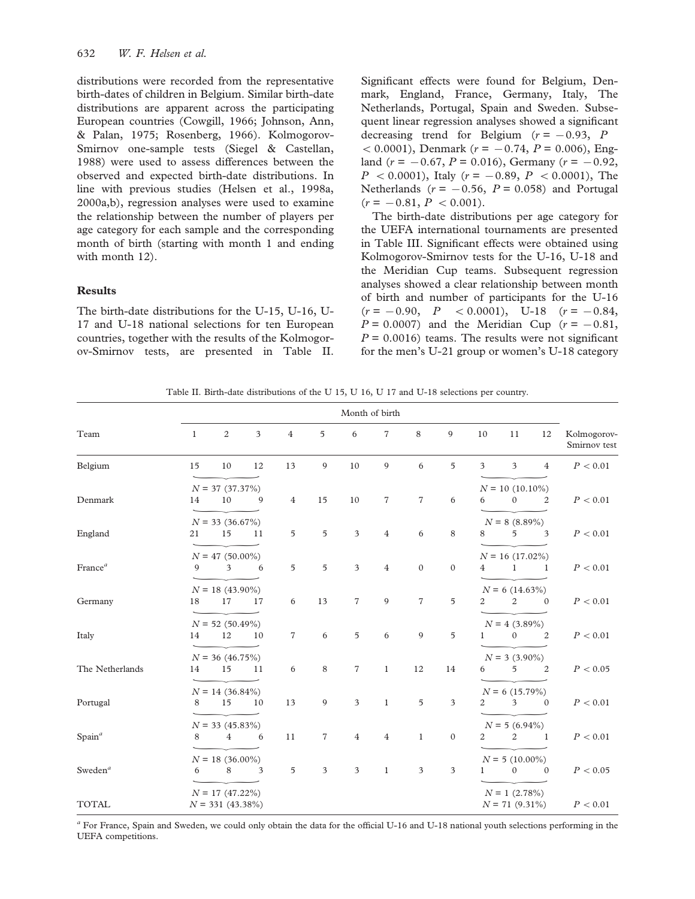distributions were recorded from the representative birth-dates of children in Belgium. Similar birth-date distributions are apparent across the participating European countries (Cowgill, 1966; Johnson, Ann, & Palan, 1975; Rosenberg, 1966). Kolmogorov-Smirnov one-sample tests (Siegel & Castellan, 1988) were used to assess differences between the observed and expected birth-date distributions. In line with previous studies (Helsen et al., 1998a, 2000a,b), regression analyses were used to examine the relationship between the number of players per age category for each sample and the corresponding month of birth (starting with month 1 and ending with month 12).

## Results

The birth-date distributions for the U-15, U-16, U-17 and U-18 national selections for ten European countries, together with the results of the Kolmogorov-Smirnov tests, are presented in Table II. Significant effects were found for Belgium, Denmark, England, France, Germany, Italy, The Netherlands, Portugal, Spain and Sweden. Subsequent linear regression analyses showed a significant decreasing trend for Belgium ($r = -0.93$, $P < 0.0001$), Denmark ($r = -0.74$, $P = 0.006$), England ($r = -0.67$, $P = 0.016$), Germany ($r = -0.92$, $P < 0.0001$), Italy ($r = -0.89$, $P < 0.0001$), The Netherlands ($r = -0.56$, $P = 0.058$) and Portugal ($r = -0.81$, $P < 0.001$).

The birth-date distributions per age category for the UEFA international tournaments are presented in Table III. Significant effects were obtained using Kolmogorov-Smirnov tests for the U-16, U-18 and the Meridian Cup teams. Subsequent regression analyses showed a clear relationship between month of birth and number of participants for the U-16 ($r = -0.90$, $P < 0.0001$), U-18 ($r = -0.84$, $P = 0.0007$) and the Meridian Cup ($r = -0.81$, $P = 0.0016$) teams. The results were not significant for the men's U-21 group or women's U-18 category

Table II. Birth-date distributions of the U 15, U 16, U 17 and U-18 selections per country.

| Team | Month of birth | | | | | | | | | | | | Kolmogorov-Smirnov test |
|---|---|---|---|---|---|---|---|---|---|---|---|---|---|
| | 1 | 2 | 3 | 4 | 5 | 6 | 7 | 8 | 9 | 10 | 11 | 12 | |
| Belgium | 15 | 10 | 12 | 13 | 9 | 10 | 9 | 6 | 5 | 3 | 3 | 4 | $P < 0.01$ |
| | $N = 37$ (37.37%) | | | | | | | | | $N = 10$ (10.10%) | | | |
| Denmark | 14 | 10 | 9 | 4 | 15 | 10 | 7 | 7 | 6 | 6 | 0 | 2 | $P < 0.01$ |
| | $N = 33$ (36.67%) | | | | | | | | | $N = 8$ (8.89%) | | | |
| England | 21 | 15 | 11 | 5 | 5 | 3 | 4 | 6 | 8 | 8 | 5 | 3 | $P < 0.01$ |
| | $N = 47$ (50.00%) | | | | | | | | | $N = 16$ (17.02%) | | | |
| France[a] | 9 | 3 | 6 | 5 | 5 | 3 | 4 | 0 | 0 | 4 | 1 | 1 | $P < 0.01$ |
| | $N = 18$ (43.90%) | | | | | | | | | $N = 6$ (14.63%) | | | |
| Germany | 18 | 17 | 17 | 6 | 13 | 7 | 9 | 7 | 5 | 2 | 2 | 0 | $P < 0.01$ |
| | $N = 52$ (50.49%) | | | | | | | | | $N = 4$ (3.89%) | | | |
| Italy | 14 | 12 | 10 | 7 | 6 | 5 | 6 | 9 | 5 | 1 | 0 | 2 | $P < 0.01$ |
| | $N = 36$ (46.75%) | | | | | | | | | $N = 3$ (3.90%) | | | |
| The Netherlands | 14 | 15 | 11 | 6 | 8 | 7 | 1 | 12 | 14 | 6 | 5 | 2 | $P < 0.05$ |
| | $N = 14$ (36.84%) | | | | | | | | | $N = 6$ (15.79%) | | | |
| Portugal | 8 | 15 | 10 | 13 | 9 | 3 | 1 | 5 | 3 | 2 | 3 | 0 | $P < 0.01$ |
| | $N = 33$ (45.83%) | | | | | | | | | $N = 5$ (6.94%) | | | |
| Spain[a] | 8 | 4 | 6 | 11 | 7 | 4 | 4 | 1 | 0 | 2 | 2 | 1 | $P < 0.01$ |
| | $N = 18$ (36.00%) | | | | | | | | | $N = 5$ (10.00%) | | | |
| Sweden[a] | 6 | 8 | 3 | 5 | 3 | 3 | 1 | 3 | 3 | 1 | 0 | 0 | $P < 0.05$ |
| | $N = 17$ (47.22%) | | | | | | | | | $N = 1$ (2.78%) | | | |
| TOTAL | $N = 331$ (43.38%) | | | | | | | | | $N = 71$ (9.31%) | | | $P < 0.01$ |

[a] For France, Spain and Sweden, we could only obtain the data for the official U-16 and U-18 national youth selections performing in the UEFA competitions.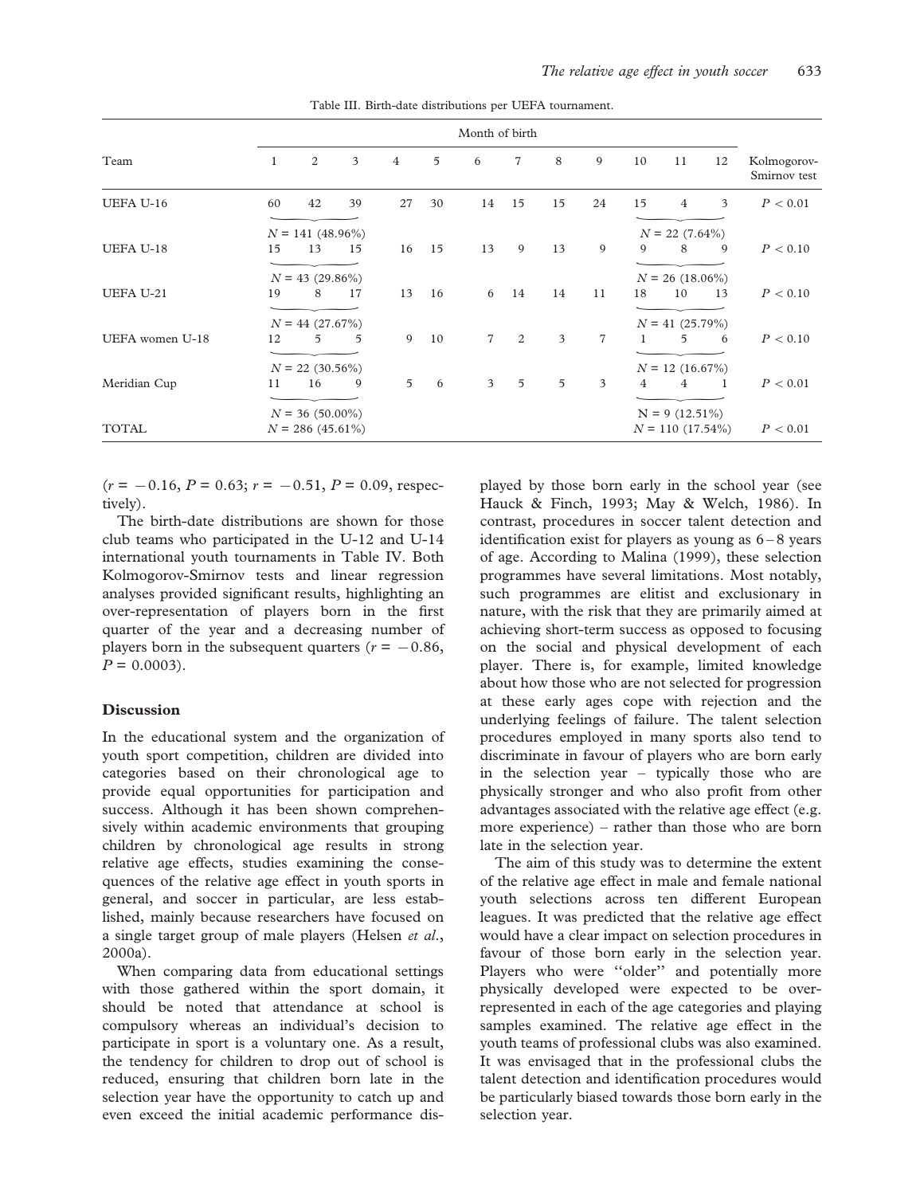Table III. Birth-date distributions per UEFA tournament.

| Team | Month of birth | | | | | | | | | | | | Kolmogorov-Smirnov test |
|---|---|---|---|---|---|---|---|---|---|---|---|---|---|
| | 1 | 2 | 3 | 4 | 5 | 6 | 7 | 8 | 9 | 10 | 11 | 12 | |
| UEFA U-16 | 60 | 42 | 39 | 27 | 30 | 14 | 15 | 15 | 24 | 15 | 4 | 3 | $P < 0.01$ |
| | $N = 141$ (48.96%) | | | | | | | | | $N = 22$ (7.64%) | | | |
| UEFA U-18 | 15 | 13 | 15 | 16 | 15 | 13 | 9 | 13 | 9 | 9 | 8 | 9 | $P < 0.10$ |
| | $N = 43$ (29.86%) | | | | | | | | | $N = 26$ (18.06%) | | | |
| UEFA U-21 | 19 | 8 | 17 | 13 | 16 | 6 | 14 | 14 | 11 | 18 | 10 | 13 | $P < 0.10$ |
| | $N = 44$ (27.67%) | | | | | | | | | $N = 41$ (25.79%) | | | |
| UEFA women U-18 | 12 | 5 | 5 | 9 | 10 | 7 | 2 | 3 | 7 | 1 | 5 | 6 | $P < 0.10$ |
| | $N = 22$ (30.56%) | | | | | | | | | $N = 12$ (16.67%) | | | |
| Meridian Cup | 11 | 16 | 9 | 5 | 6 | 3 | 5 | 5 | 3 | 4 | 4 | 1 | $P < 0.01$ |
| | $N = 36$ (50.00%) | | | | | | | | | $N = 9$ (12.51%) | | | |
| TOTAL | $N = 286$ (45.61%) | | | | | | | | | $N = 110$ (17.54%) | | | $P < 0.01$ |

($r = -0.16$, $P = 0.63$; $r = -0.51$, $P = 0.09$, respectively).

The birth-date distributions are shown for those club teams who participated in the U-12 and U-14 international youth tournaments in Table IV. Both Kolmogorov-Smirnov tests and linear regression analyses provided significant results, highlighting an over-representation of players born in the first quarter of the year and a decreasing number of players born in the subsequent quarters ($r = -0.86$, $P = 0.0003$).

## Discussion

In the educational system and the organization of youth sport competition, children are divided into categories based on their chronological age to provide equal opportunities for participation and success. Although it has been shown comprehensively within academic environments that grouping children by chronological age results in strong relative age effects, studies examining the consequences of the relative age effect in youth sports in general, and soccer in particular, are less established, mainly because researchers have focused on a single target group of male players (Helsen *et al.*, 2000a).

When comparing data from educational settings with those gathered within the sport domain, it should be noted that attendance at school is compulsory whereas an individual's decision to participate in sport is a voluntary one. As a result, the tendency for children to drop out of school is reduced, ensuring that children born late in the selection year have the opportunity to catch up and even exceed the initial academic performance displayed by those born early in the school year (see Hauck & Finch, 1993; May & Welch, 1986). In contrast, procedures in soccer talent detection and identification exist for players as young as 6–8 years of age. According to Malina (1999), these selection programmes have several limitations. Most notably, such programmes are elitist and exclusionary in nature, with the risk that they are primarily aimed at achieving short-term success as opposed to focusing on the social and physical development of each player. There is, for example, limited knowledge about how those who are not selected for progression at these early ages cope with rejection and the underlying feelings of failure. The talent selection procedures employed in many sports also tend to discriminate in favour of players who are born early in the selection year – typically those who are physically stronger and who also profit from other advantages associated with the relative age effect (e.g. more experience) – rather than those who are born late in the selection year.

The aim of this study was to determine the extent of the relative age effect in male and female national youth selections across ten different European leagues. It was predicted that the relative age effect would have a clear impact on selection procedures in favour of those born early in the selection year. Players who were "older" and potentially more physically developed were expected to be over-represented in each of the age categories and playing samples examined. The relative age effect in the youth teams of professional clubs was also examined. It was envisaged that in the professional clubs the talent detection and identification procedures would be particularly biased towards those born early in the selection year.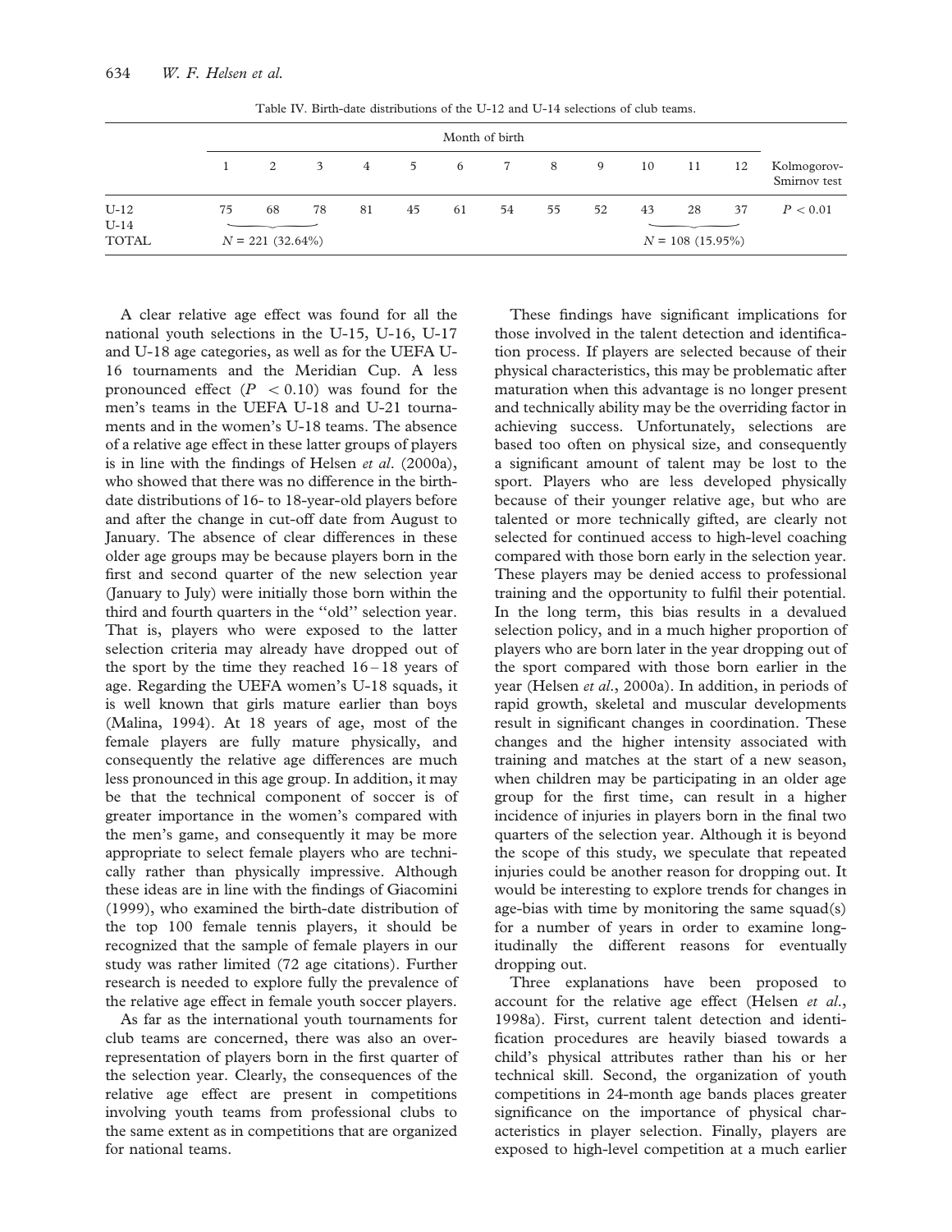Table IV. Birth-date distributions of the U-12 and U-14 selections of club teams.

| | Month of birth | | | | | | | | | | | | Kolmogorov-Smirnov test |
|---|---|---|---|---|---|---|---|---|---|---|---|---|---|
| | 1 | 2 | 3 | 4 | 5 | 6 | 7 | 8 | 9 | 10 | 11 | 12 | |
| U-12 U-14 | 75 | 68 | 78 | 81 | 45 | 61 | 54 | 55 | 52 | 43 | 28 | 37 | $P < 0.01$ |
| TOTAL | $N = 221$ (32.64%) | | | | | | | | | $N = 108$ (15.95%) | | | |

A clear relative age effect was found for all the national youth selections in the U-15, U-16, U-17 and U-18 age categories, as well as for the UEFA U-16 tournaments and the Meridian Cup. A less pronounced effect ($P < 0.10$) was found for the men's teams in the UEFA U-18 and U-21 tournaments and in the women's U-18 teams. The absence of a relative age effect in these latter groups of players is in line with the findings of Helsen *et al*. (2000a), who showed that there was no difference in the birth-date distributions of 16- to 18-year-old players before and after the change in cut-off date from August to January. The absence of clear differences in these older age groups may be because players born in the first and second quarter of the new selection year (January to July) were initially those born within the third and fourth quarters in the "old" selection year. That is, players who were exposed to the latter selection criteria may already have dropped out of the sport by the time they reached 16 – 18 years of age. Regarding the UEFA women's U-18 squads, it is well known that girls mature earlier than boys (Malina, 1994). At 18 years of age, most of the female players are fully mature physically, and consequently the relative age differences are much less pronounced in this age group. In addition, it may be that the technical component of soccer is of greater importance in the women's compared with the men's game, and consequently it may be more appropriate to select female players who are technically rather than physically impressive. Although these ideas are in line with the findings of Giacomini (1999), who examined the birth-date distribution of the top 100 female tennis players, it should be recognized that the sample of female players in our study was rather limited (72 age citations). Further research is needed to explore fully the prevalence of the relative age effect in female youth soccer players.

As far as the international youth tournaments for club teams are concerned, there was also an over-representation of players born in the first quarter of the selection year. Clearly, the consequences of the relative age effect are present in competitions involving youth teams from professional clubs to the same extent as in competitions that are organized for national teams.

These findings have significant implications for those involved in the talent detection and identification process. If players are selected because of their physical characteristics, this may be problematic after maturation when this advantage is no longer present and technically ability may be the overriding factor in achieving success. Unfortunately, selections are based too often on physical size, and consequently a significant amount of talent may be lost to the sport. Players who are less developed physically because of their younger relative age, but who are talented or more technically gifted, are clearly not selected for continued access to high-level coaching compared with those born early in the selection year. These players may be denied access to professional training and the opportunity to fulfil their potential. In the long term, this bias results in a devalued selection policy, and in a much higher proportion of players who are born later in the year dropping out of the sport compared with those born earlier in the year (Helsen *et al*., 2000a). In addition, in periods of rapid growth, skeletal and muscular developments result in significant changes in coordination. These changes and the higher intensity associated with training and matches at the start of a new season, when children may be participating in an older age group for the first time, can result in a higher incidence of injuries in players born in the final two quarters of the selection year. Although it is beyond the scope of this study, we speculate that repeated injuries could be another reason for dropping out. It would be interesting to explore trends for changes in age-bias with time by monitoring the same squad(s) for a number of years in order to examine longitudinally the different reasons for eventually dropping out.

Three explanations have been proposed to account for the relative age effect (Helsen *et al*., 1998a). First, current talent detection and identification procedures are heavily biased towards a child's physical attributes rather than his or her technical skill. Second, the organization of youth competitions in 24-month age bands places greater significance on the importance of physical characteristics in player selection. Finally, players are exposed to high-level competition at a much earlier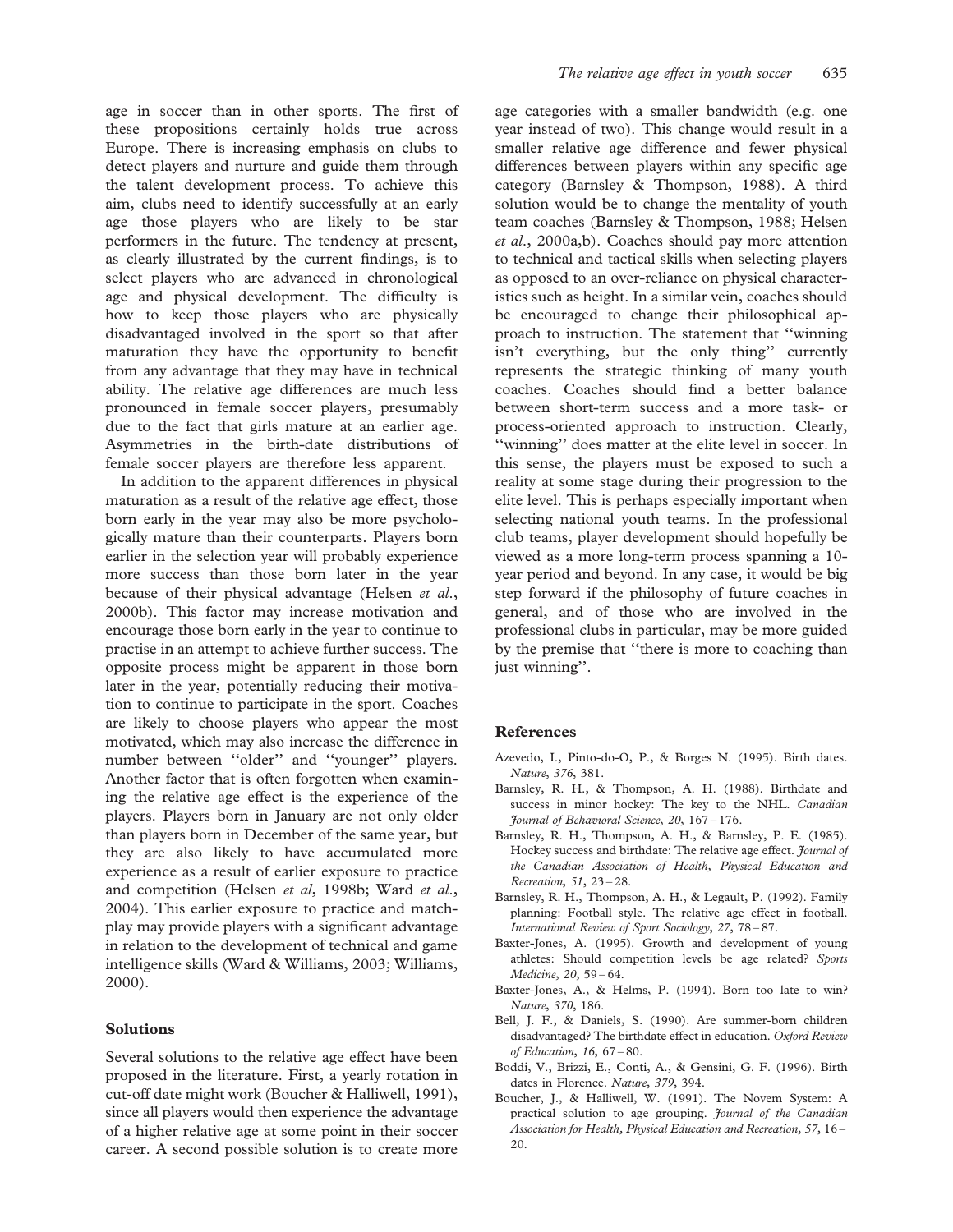age in soccer than in other sports. The first of these propositions certainly holds true across Europe. There is increasing emphasis on clubs to detect players and nurture and guide them through the talent development process. To achieve this aim, clubs need to identify successfully at an early age those players who are likely to be star performers in the future. The tendency at present, as clearly illustrated by the current findings, is to select players who are advanced in chronological age and physical development. The difficulty is how to keep those players who are physically disadvantaged involved in the sport so that after maturation they have the opportunity to benefit from any advantage that they may have in technical ability. The relative age differences are much less pronounced in female soccer players, presumably due to the fact that girls mature at an earlier age. Asymmetries in the birth-date distributions of female soccer players are therefore less apparent.

In addition to the apparent differences in physical maturation as a result of the relative age effect, those born early in the year may also be more psychologically mature than their counterparts. Players born earlier in the selection year will probably experience more success than those born later in the year because of their physical advantage (Helsen *et al*., 2000b). This factor may increase motivation and encourage those born early in the year to continue to practise in an attempt to achieve further success. The opposite process might be apparent in those born later in the year, potentially reducing their motivation to continue to participate in the sport. Coaches are likely to choose players who appear the most motivated, which may also increase the difference in number between "older" and "younger" players. Another factor that is often forgotten when examining the relative age effect is the experience of the players. Players born in January are not only older than players born in December of the same year, but they are also likely to have accumulated more experience as a result of earlier exposure to practice and competition (Helsen *et al*, 1998b; Ward *et al*., 2004). This earlier exposure to practice and matchplay may provide players with a significant advantage in relation to the development of technical and game intelligence skills (Ward & Williams, 2003; Williams, 2000).

## Solutions

Several solutions to the relative age effect have been proposed in the literature. First, a yearly rotation in cut-off date might work (Boucher & Halliwell, 1991), since all players would then experience the advantage of a higher relative age at some point in their soccer career. A second possible solution is to create more age categories with a smaller bandwidth (e.g. one year instead of two). This change would result in a smaller relative age difference and fewer physical differences between players within any specific age category (Barnsley & Thompson, 1988). A third solution would be to change the mentality of youth team coaches (Barnsley & Thompson, 1988; Helsen *et al*., 2000a,b). Coaches should pay more attention to technical and tactical skills when selecting players as opposed to an over-reliance on physical characteristics such as height. In a similar vein, coaches should be encouraged to change their philosophical approach to instruction. The statement that "winning isn't everything, but the only thing" currently represents the strategic thinking of many youth coaches. Coaches should find a better balance between short-term success and a more task- or process-oriented approach to instruction. Clearly, "winning" does matter at the elite level in soccer. In this sense, the players must be exposed to such a reality at some stage during their progression to the elite level. This is perhaps especially important when selecting national youth teams. In the professional club teams, player development should hopefully be viewed as a more long-term process spanning a 10-year period and beyond. In any case, it would be big step forward if the philosophy of future coaches in general, and of those who are involved in the professional clubs in particular, may be more guided by the premise that "there is more to coaching than just winning".

## References

Azevedo, I., Pinto-do-O, P., & Borges N. (1995). Birth dates. *Nature*, *376*, 381.

Barnsley, R. H., & Thompson, A. H. (1988). Birthdate and success in minor hockey: The key to the NHL. *Canadian Journal of Behavioral Science*, *20*, 167 – 176.

Barnsley, R. H., Thompson, A. H., & Barnsley, P. E. (1985). Hockey success and birthdate: The relative age effect. *Journal of the Canadian Association of Health, Physical Education and Recreation*, *51*, 23 – 28.

Barnsley, R. H., Thompson, A. H., & Legault, P. (1992). Family planning: Football style. The relative age effect in football. *International Review of Sport Sociology*, *27*, 78 – 87.

Baxter-Jones, A. (1995). Growth and development of young athletes: Should competition levels be age related? *Sports Medicine*, *20*, 59 – 64.

Baxter-Jones, A., & Helms, P. (1994). Born too late to win? *Nature*, *370*, 186.

Bell, J. F., & Daniels, S. (1990). Are summer-born children disadvantaged? The birthdate effect in education. *Oxford Review of Education*, *16*, 67 – 80.

Boddi, V., Brizzi, E., Conti, A., & Gensini, G. F. (1996). Birth dates in Florence. *Nature*, *379*, 394.

Boucher, J., & Halliwell, W. (1991). The Novem System: A practical solution to age grouping. *Journal of the Canadian Association for Health, Physical Education and Recreation*, *57*, 16 – 20.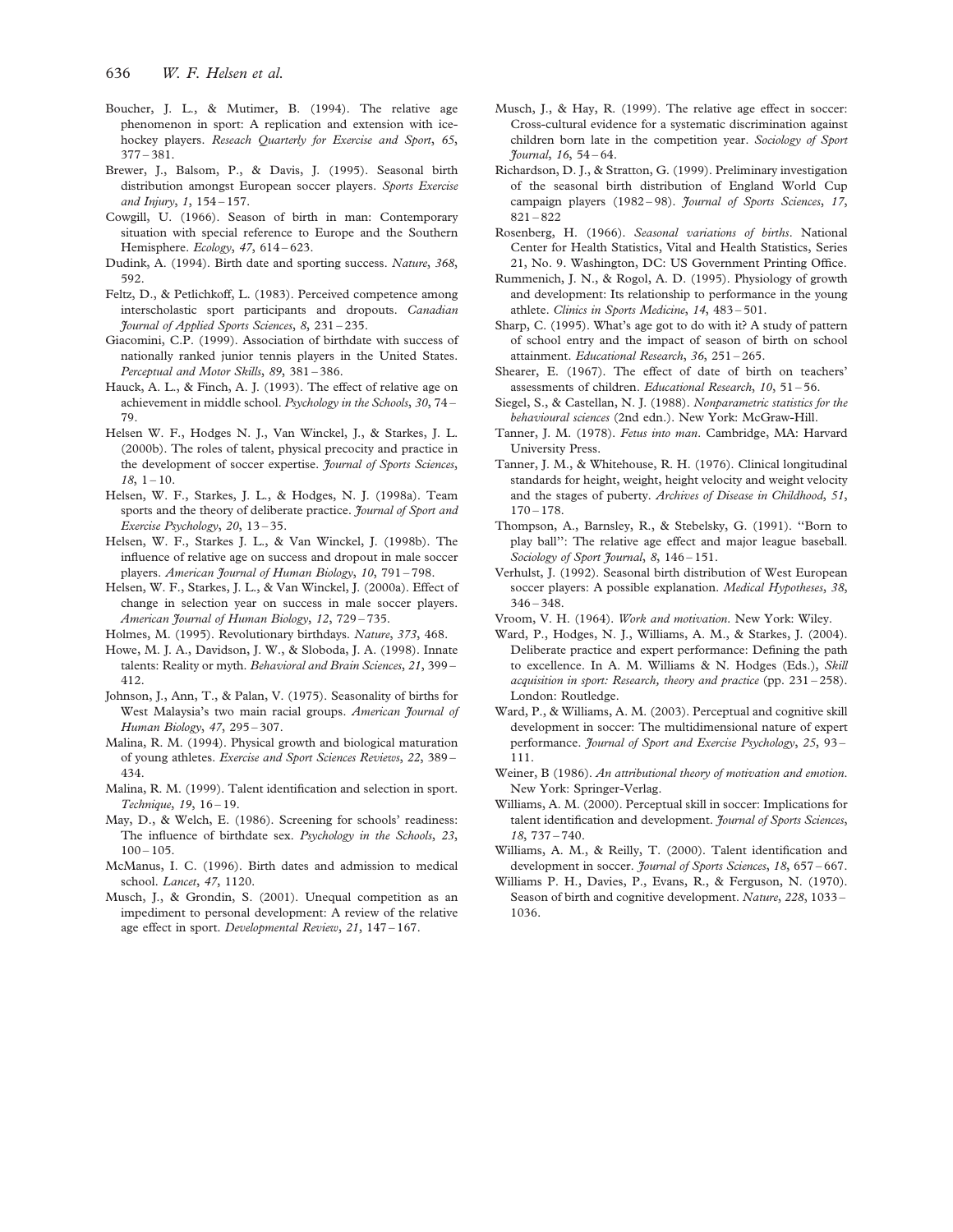Boucher, J. L., & Mutimer, B. (1994). The relative age phenomenon in sport: A replication and extension with ice-hockey players. *Reseach Quarterly for Exercise and Sport*, *65*, 377 – 381.

Brewer, J., Balsom, P., & Davis, J. (1995). Seasonal birth distribution amongst European soccer players. *Sports Exercise and Injury*, *1*, 154 – 157.

Cowgill, U. (1966). Season of birth in man: Contemporary situation with special reference to Europe and the Southern Hemisphere. *Ecology*, *47*, 614 – 623.

Dudink, A. (1994). Birth date and sporting success. *Nature*, *368*, 592.

Feltz, D., & Petlichkoff, L. (1983). Perceived competence among interscholastic sport participants and dropouts. *Canadian Journal of Applied Sports Sciences*, *8*, 231 – 235.

Giacomini, C.P. (1999). Association of birthdate with success of nationally ranked junior tennis players in the United States. *Perceptual and Motor Skills*, *89*, 381 – 386.

Hauck, A. L., & Finch, A. J. (1993). The effect of relative age on achievement in middle school. *Psychology in the Schools*, *30*, 74 – 79.

Helsen W. F., Hodges N. J., Van Winckel, J., & Starkes, J. L. (2000b). The roles of talent, physical precocity and practice in the development of soccer expertise. *Journal of Sports Sciences*, *18*, 1 – 10.

Helsen, W. F., Starkes, J. L., & Hodges, N. J. (1998a). Team sports and the theory of deliberate practice. *Journal of Sport and Exercise Psychology*, *20*, 13 – 35.

Helsen, W. F., Starkes J. L., & Van Winckel, J. (1998b). The influence of relative age on success and dropout in male soccer players. *American Journal of Human Biology*, *10*, 791 – 798.

Helsen, W. F., Starkes, J. L., & Van Winckel, J. (2000a). Effect of change in selection year on success in male soccer players. *American Journal of Human Biology*, *12*, 729 – 735.

Holmes, M. (1995). Revolutionary birthdays. *Nature*, *373*, 468.

Howe, M. J. A., Davidson, J. W., & Sloboda, J. A. (1998). Innate talents: Reality or myth. *Behavioral and Brain Sciences*, *21*, 399 – 412.

Johnson, J., Ann, T., & Palan, V. (1975). Seasonality of births for West Malaysia's two main racial groups. *American Journal of Human Biology*, *47*, 295 – 307.

Malina, R. M. (1994). Physical growth and biological maturation of young athletes. *Exercise and Sport Sciences Reviews*, *22*, 389 – 434.

Malina, R. M. (1999). Talent identification and selection in sport. *Technique*, *19*, 16 – 19.

May, D., & Welch, E. (1986). Screening for schools' readiness: The influence of birthdate sex. *Psychology in the Schools*, *23*, 100 – 105.

McManus, I. C. (1996). Birth dates and admission to medical school. *Lancet*, *47*, 1120.

Musch, J., & Grondin, S. (2001). Unequal competition as an impediment to personal development: A review of the relative age effect in sport. *Developmental Review*, *21*, 147 – 167.

Musch, J., & Hay, R. (1999). The relative age effect in soccer: Cross-cultural evidence for a systematic discrimination against children born late in the competition year. *Sociology of Sport Journal*, *16*, 54 – 64.

Richardson, D. J., & Stratton, G. (1999). Preliminary investigation of the seasonal birth distribution of England World Cup campaign players (1982 – 98). *Journal of Sports Sciences*, *17*, 821 – 822

Rosenberg, H. (1966). *Seasonal variations of births*. National Center for Health Statistics, Vital and Health Statistics, Series 21, No. 9. Washington, DC: US Government Printing Office.

Rummenich, J. N., & Rogol, A. D. (1995). Physiology of growth and development: Its relationship to performance in the young athlete. *Clinics in Sports Medicine*, *14*, 483 – 501.

Sharp, C. (1995). What's age got to do with it? A study of pattern of school entry and the impact of season of birth on school attainment. *Educational Research*, *36*, 251 – 265.

Shearer, E. (1967). The effect of date of birth on teachers' assessments of children. *Educational Research*, *10*, 51 – 56.

Siegel, S., & Castellan, N. J. (1988). *Nonparametric statistics for the behavioural sciences* (2nd edn.). New York: McGraw-Hill.

Tanner, J. M. (1978). *Fetus into man*. Cambridge, MA: Harvard University Press.

Tanner, J. M., & Whitehouse, R. H. (1976). Clinical longitudinal standards for height, weight, height velocity and weight velocity and the stages of puberty. *Archives of Disease in Childhood*, *51*, 170 – 178.

Thompson, A., Barnsley, R., & Stebelsky, G. (1991). ''Born to play ball'': The relative age effect and major league baseball. *Sociology of Sport Journal*, *8*, 146 – 151.

Verhulst, J. (1992). Seasonal birth distribution of West European soccer players: A possible explanation. *Medical Hypotheses*, *38*, 346 – 348.

Vroom, V. H. (1964). *Work and motivation*. New York: Wiley.

Ward, P., Hodges, N. J., Williams, A. M., & Starkes, J. (2004). Deliberate practice and expert performance: Defining the path to excellence. In A. M. Williams & N. Hodges (Eds.), *Skill acquisition in sport: Research, theory and practice* (pp. 231 – 258). London: Routledge.

Ward, P., & Williams, A. M. (2003). Perceptual and cognitive skill development in soccer: The multidimensional nature of expert performance. *Journal of Sport and Exercise Psychology*, *25*, 93 – 111.

Weiner, B (1986). *An attributional theory of motivation and emotion*. New York: Springer-Verlag.

Williams, A. M. (2000). Perceptual skill in soccer: Implications for talent identification and development. *Journal of Sports Sciences*, *18*, 737 – 740.

Williams, A. M., & Reilly, T. (2000). Talent identification and development in soccer. *Journal of Sports Sciences*, *18*, 657 – 667.

Williams P. H., Davies, P., Evans, R., & Ferguson, N. (1970). Season of birth and cognitive development. *Nature*, *228*, 1033 – 1036.